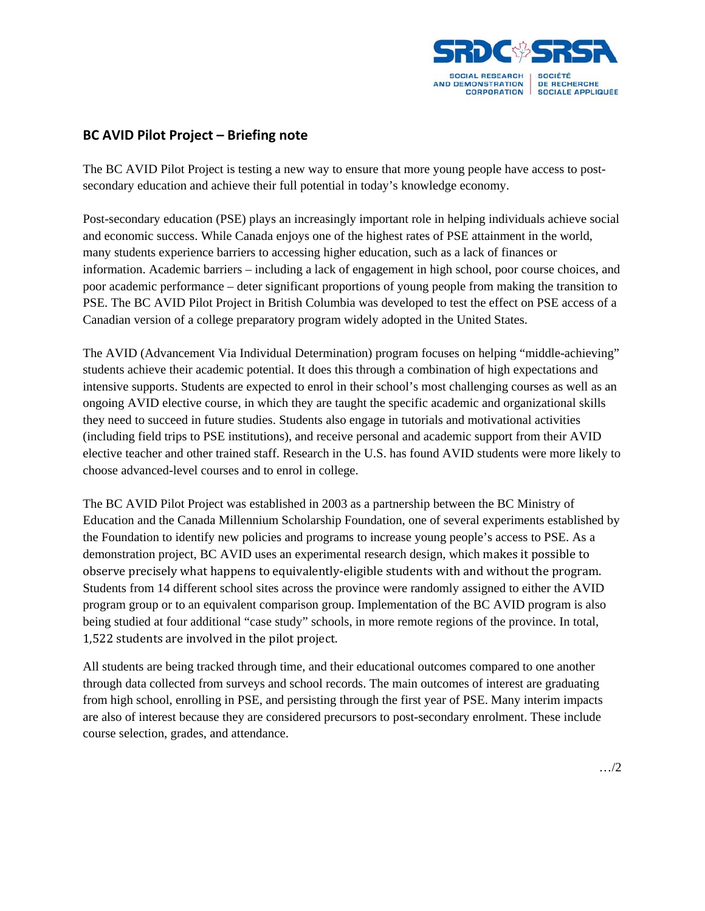## BC AVID Pilot Project – Briefing note

The BC AVID Pilot Project is testing a new way to ensure that more young people have access to post-secondary education and achieve their full potential in today's knowledge economy.

Post-secondary education (PSE) plays an increasingly important role in helping individuals achieve social and economic success. While Canada enjoys one of the highest rates of PSE attainment in the world, many students experience barriers to accessing higher education, such as a lack of finances or information. Academic barriers – including a lack of engagement in high school, poor course choices, and poor academic performance – deter significant proportions of young people from making the transition to PSE. The BC AVID Pilot Project in British Columbia was developed to test the effect on PSE access of a Canadian version of a college preparatory program widely adopted in the United States.

The AVID (Advancement Via Individual Determination) program focuses on helping "middle-achieving" students achieve their academic potential. It does this through a combination of high expectations and intensive supports. Students are expected to enrol in their school's most challenging courses as well as an ongoing AVID elective course, in which they are taught the specific academic and organizational skills they need to succeed in future studies. Students also engage in tutorials and motivational activities (including field trips to PSE institutions), and receive personal and academic support from their AVID elective teacher and other trained staff. Research in the U.S. has found AVID students were more likely to choose advanced-level courses and to enrol in college.

The BC AVID Pilot Project was established in 2003 as a partnership between the BC Ministry of Education and the Canada Millennium Scholarship Foundation, one of several experiments established by the Foundation to identify new policies and programs to increase young people's access to PSE. As a demonstration project, BC AVID uses an experimental research design, which makes it possible to observe precisely what happens to equivalently-eligible students with and without the program. Students from 14 different school sites across the province were randomly assigned to either the AVID program group or to an equivalent comparison group. Implementation of the BC AVID program is also being studied at four additional "case study" schools, in more remote regions of the province. In total, 1,522 students are involved in the pilot project.

All students are being tracked through time, and their educational outcomes compared to one another through data collected from surveys and school records. The main outcomes of interest are graduating from high school, enrolling in PSE, and persisting through the first year of PSE. Many interim impacts are also of interest because they are considered precursors to post-secondary enrolment. These include course selection, grades, and attendance.

…/2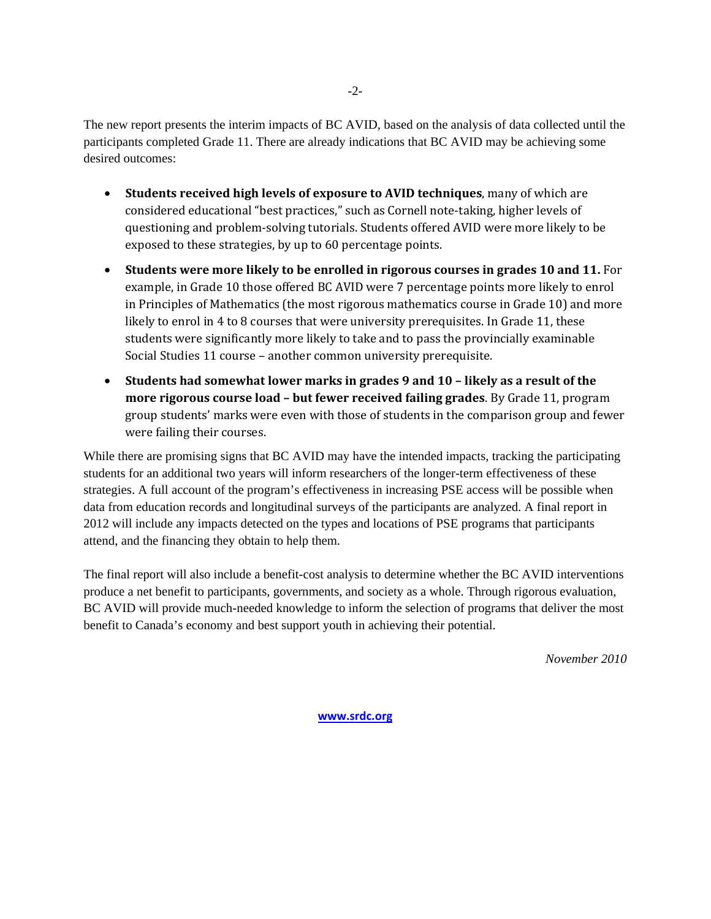The new report presents the interim impacts of BC AVID, based on the analysis of data collected until the participants completed Grade 11. There are already indications that BC AVID may be achieving some desired outcomes:

- **Students received high levels of exposure to AVID techniques**, many of which are considered educational "best practices," such as Cornell note-taking, higher levels of questioning and problem-solving tutorials. Students offered AVID were more likely to be exposed to these strategies, by up to 60 percentage points.
- **Students were more likely to be enrolled in rigorous courses in grades 10 and 11.** For example, in Grade 10 those offered BC AVID were 7 percentage points more likely to enrol in Principles of Mathematics (the most rigorous mathematics course in Grade 10) and more likely to enrol in 4 to 8 courses that were university prerequisites. In Grade 11, these students were significantly more likely to take and to pass the provincially examinable Social Studies 11 course – another common university prerequisite.
- **Students had somewhat lower marks in grades 9 and 10 – likely as a result of the more rigorous course load – but fewer received failing grades**. By Grade 11, program group students' marks were even with those of students in the comparison group and fewer were failing their courses.

While there are promising signs that BC AVID may have the intended impacts, tracking the participating students for an additional two years will inform researchers of the longer-term effectiveness of these strategies. A full account of the program's effectiveness in increasing PSE access will be possible when data from education records and longitudinal surveys of the participants are analyzed. A final report in 2012 will include any impacts detected on the types and locations of PSE programs that participants attend, and the financing they obtain to help them.

The final report will also include a benefit-cost analysis to determine whether the BC AVID interventions produce a net benefit to participants, governments, and society as a whole. Through rigorous evaluation, BC AVID will provide much-needed knowledge to inform the selection of programs that deliver the most benefit to Canada's economy and best support youth in achieving their potential.

*November 2010*

**www.srdc.org**